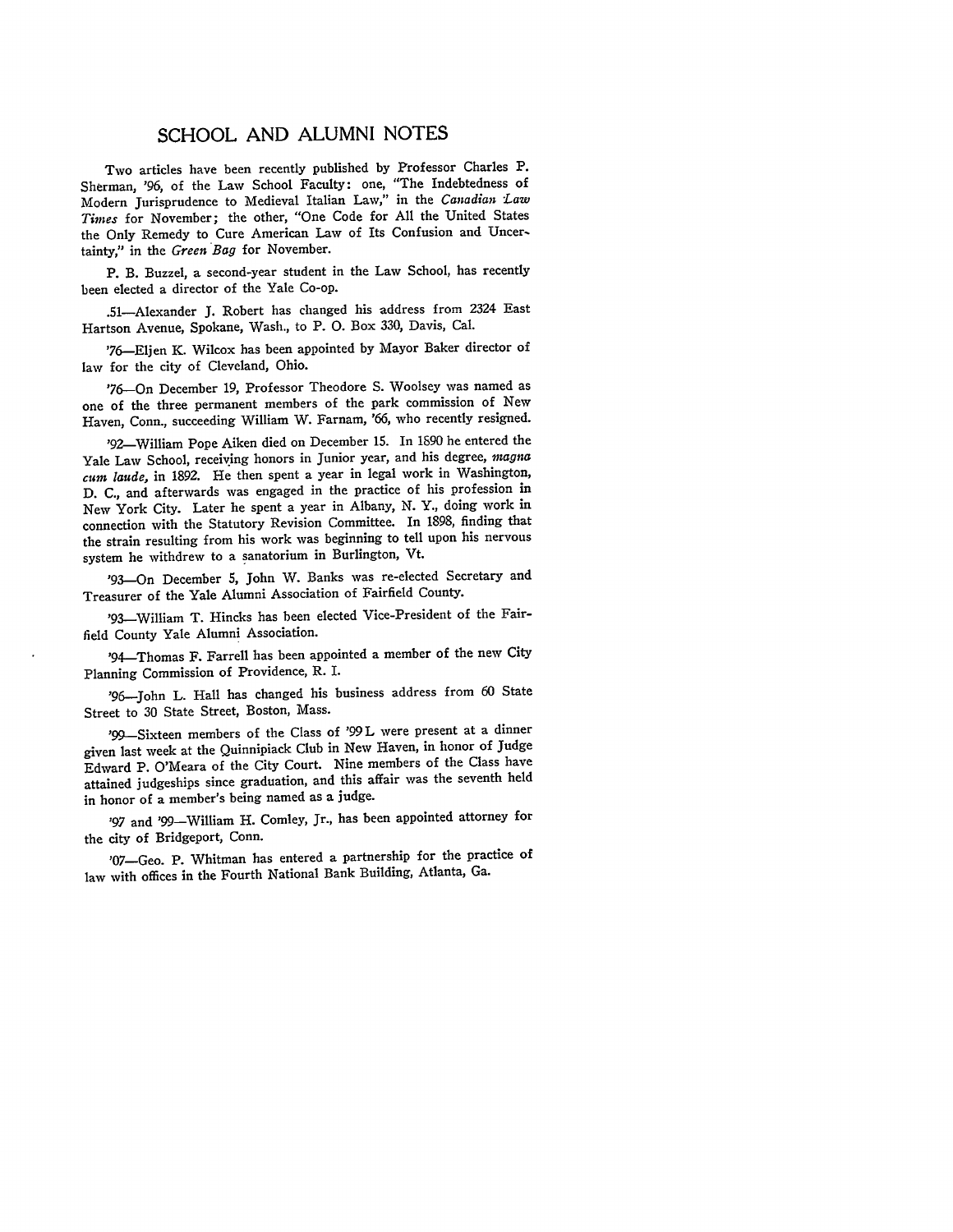# SCHOOL AND ALUMNI NOTES

Two articles have been recently published by Professor Charles P. Sherman, '96, of the Law School Faculty: one, "The Indebtedness of Modern Jurisprudence to Medieval Italian Law," in the *Canadian Law Times* for November; the other, "One Code for All the United States the Only Remedy to Cure American Law of Its Confusion and Uncertainty," in the *Green Bag* for November.

P. B. Buzzel, a second-year student in the Law School, has recently been elected a director of the Yale Co-op.

.51—Alexander J. Robert has changed his address from 2324 East Hartson Avenue, Spokane, Wash., to P. O. Box 330, Davis, Cal.

'76—Eljen K. Wilcox has been appointed by Mayor Baker director of law for the city of Cleveland, Ohio.

'76—On December 19, Professor Theodore S. Woolsey was named as one of the three permanent members of the park commission of New Haven, Conn., succeeding William W. Farnam, '66, who recently resigned.

'92—William Pope Aiken died on December 15. In 1890 he entered the Yale Law School, receiving honors in Junior year, and his degree, *magna cum laude*, in 1892. He then spent a year in legal work in Washington, D. C., and afterwards was engaged in the practice of his profession in New York City. Later he spent a year in Albany, N. Y., doing work in connection with the Statutory Revision Committee. In 1898, finding that the strain resulting from his work was beginning to tell upon his nervous system he withdrew to a sanatorium in Burlington, Vt.

'93—On December 5, John W. Banks was re-elected Secretary and Treasurer of the Yale Alumni Association of Fairfield County.

'93—William T. Hincks has been elected Vice-President of the Fairfield County Yale Alumni Association.

'94—Thomas F. Farrell has been appointed a member of the new City Planning Commission of Providence, R. I.

'96—John L. Hall has changed his business address from 60 State Street to 30 State Street, Boston, Mass.

'99—Sixteen members of the Class of '99 L were present at a dinner given last week at the Quinnipiack Club in New Haven, in honor of Judge Edward P. O'Meara of the City Court. Nine members of the Class have attained judgeships since graduation, and this affair was the seventh held in honor of a member's being named as a judge.

'97 and '99—William H. Comley, Jr., has been appointed attorney for the city of Bridgeport, Conn.

'07—Geo. P. Whitman has entered a partnership for the practice of law with offices in the Fourth National Bank Building, Atlanta, Ga.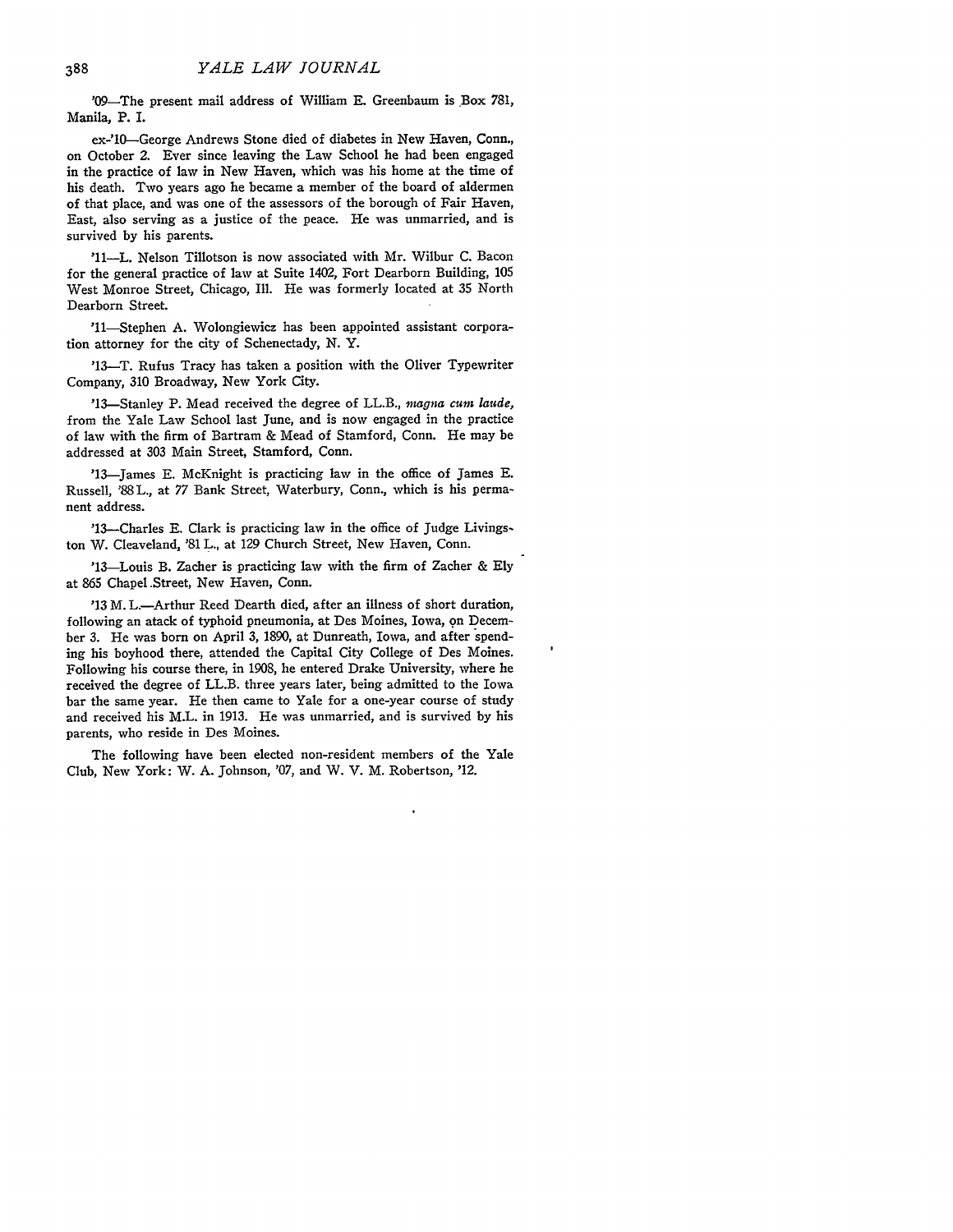'09—The present mail address of William E. Greenbaum is Box 781, Manila, P. I.

ex-'10—George Andrews Stone died of diabetes in New Haven, Conn., on October 2. Ever since leaving the Law School he had been engaged in the practice of law in New Haven, which was his home at the time of his death. Two years ago he became a member of the board of aldermen of that place, and was one of the assessors of the borough of Fair Haven, East, also serving as a justice of the peace. He was unmarried, and is survived by his parents.

'11—L. Nelson Tillotson is now associated with Mr. Wilbur C. Bacon for the general practice of law at Suite 1402, Fort Dearborn Building, 105 West Monroe Street, Chicago, Ill. He was formerly located at 35 North Dearborn Street.

'11—Stephen A. Wolongiewicz has been appointed assistant corporation attorney for the city of Schenectady, N. Y.

'13—T. Rufus Tracy has taken a position with the Oliver Typewriter Company, 310 Broadway, New York City.

'13—Stanley P. Mead received the degree of LL.B., *magna cum laude*, from the Yale Law School last June, and is now engaged in the practice of law with the firm of Bartram & Mead of Stamford, Conn. He may be addressed at 303 Main Street, Stamford, Conn.

'13—James E. McKnight is practicing law in the office of James E. Russell, '88 L., at 77 Bank Street, Waterbury, Conn., which is his permanent address.

'13—Charles E. Clark is practicing law in the office of Judge Livingston W. Cleaveland, '81 L., at 129 Church Street, New Haven, Conn.

'13—Louis B. Zacher is practicing law with the firm of Zacher & Ely at 865 Chapel Street, New Haven, Conn.

'13 M. L.—Arthur Reed Dearth died, after an illness of short duration, following an atack of typhoid pneumonia, at Des Moines, Iowa, on December 3. He was born on April 3, 1890, at Dunreath, Iowa, and after spending his boyhood there, attended the Capital City College of Des Moines. Following his course there, in 1908, he entered Drake University, where he received the degree of LL.B. three years later, being admitted to the Iowa bar the same year. He then came to Yale for a one-year course of study and received his M.L. in 1913. He was unmarried, and is survived by his parents, who reside in Des Moines.

The following have been elected non-resident members of the Yale Club, New York: W. A. Johnson, '07, and W. V. M. Robertson, '12.